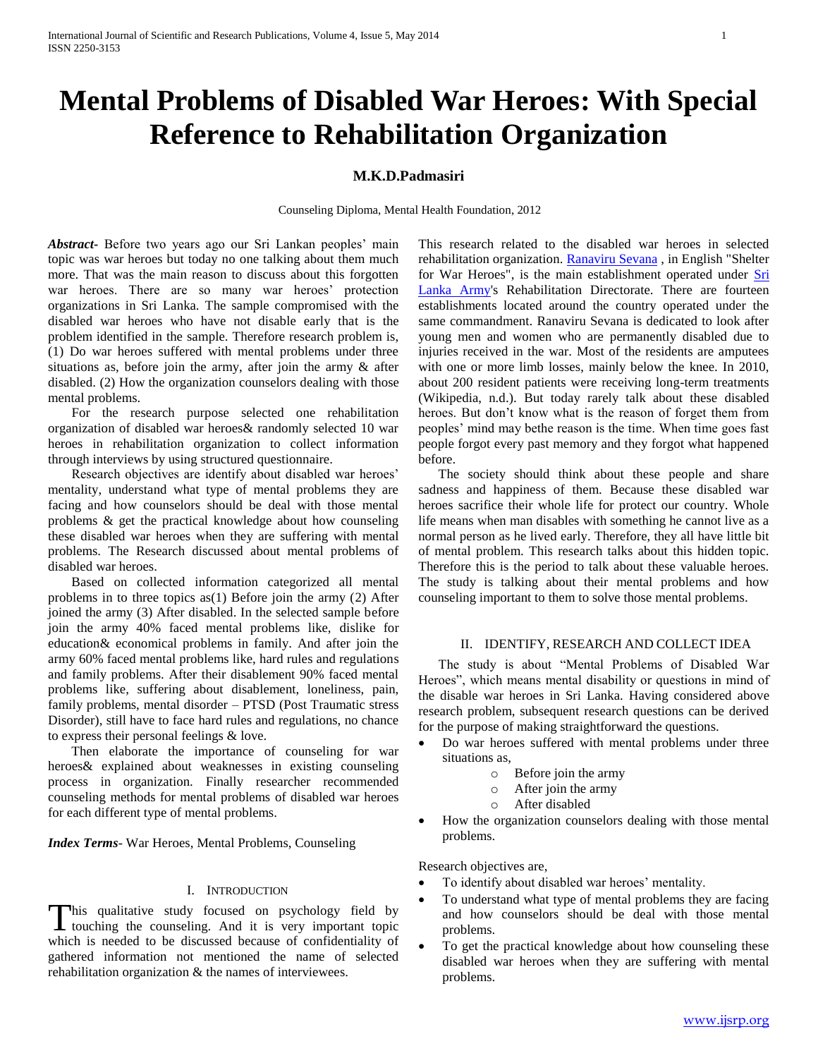# Mental Problems of Disabled War Heroes: With Special Reference to Rehabilitation Organization

**M.K.D.Padmasiri**

Counseling Diploma, Mental Health Foundation, 2012

***Abstract***- Before two years ago our Sri Lankan peoples' main topic was war heroes but today no one talking about them much more. That was the main reason to discuss about this forgotten war heroes. There are so many war heroes' protection organizations in Sri Lanka. The sample compromised with the disabled war heroes who have not disable early that is the problem identified in the sample. Therefore research problem is, (1) Do war heroes suffered with mental problems under three situations as, before join the army, after join the army & after disabled. (2) How the organization counselors dealing with those mental problems.

For the research purpose selected one rehabilitation organization of disabled war heroes& randomly selected 10 war heroes in rehabilitation organization to collect information through interviews by using structured questionnaire.

Research objectives are identify about disabled war heroes' mentality, understand what type of mental problems they are facing and how counselors should be deal with those mental problems & get the practical knowledge about how counseling these disabled war heroes when they are suffering with mental problems. The Research discussed about mental problems of disabled war heroes.

Based on collected information categorized all mental problems in to three topics as(1) Before join the army (2) After joined the army (3) After disabled. In the selected sample before join the army 40% faced mental problems like, dislike for education& economical problems in family. And after join the army 60% faced mental problems like, hard rules and regulations and family problems. After their disablement 90% faced mental problems like, suffering about disablement, loneliness, pain, family problems, mental disorder – PTSD (Post Traumatic stress Disorder), still have to face hard rules and regulations, no chance to express their personal feelings & love.

Then elaborate the importance of counseling for war heroes& explained about weaknesses in existing counseling process in organization. Finally researcher recommended counseling methods for mental problems of disabled war heroes for each different type of mental problems.

***Index Terms***- War Heroes, Mental Problems, Counseling

## I. Introduction

This qualitative study focused on psychology field by touching the counseling. And it is very important topic which is needed to be discussed because of confidentiality of gathered information not mentioned the name of selected rehabilitation organization & the names of interviewees.

This research related to the disabled war heroes in selected rehabilitation organization. Ranaviru Sevana , in English "Shelter for War Heroes", is the main establishment operated under Sri Lanka Army's Rehabilitation Directorate. There are fourteen establishments located around the country operated under the same commandment. Ranaviru Sevana is dedicated to look after young men and women who are permanently disabled due to injuries received in the war. Most of the residents are amputees with one or more limb losses, mainly below the knee. In 2010, about 200 resident patients were receiving long-term treatments (Wikipedia, n.d.). But today rarely talk about these disabled heroes. But don't know what is the reason of forget them from peoples' mind may bethe reason is the time. When time goes fast people forgot every past memory and they forgot what happened before.

The society should think about these people and share sadness and happiness of them. Because these disabled war heroes sacrifice their whole life for protect our country. Whole life means when man disables with something he cannot live as a normal person as he lived early. Therefore, they all have little bit of mental problem. This research talks about this hidden topic. Therefore this is the period to talk about these valuable heroes. The study is talking about their mental problems and how counseling important to them to solve those mental problems.

## II. Identify, Research and Collect Idea

The study is about "Mental Problems of Disabled War Heroes", which means mental disability or questions in mind of the disable war heroes in Sri Lanka. Having considered above research problem, subsequent research questions can be derived for the purpose of making straightforward the questions.

- Do war heroes suffered with mental problems under three situations as,
  - Before join the army
  - After join the army
  - After disabled
- How the organization counselors dealing with those mental problems.

Research objectives are,

- To identify about disabled war heroes' mentality.
- To understand what type of mental problems they are facing and how counselors should be deal with those mental problems.
- To get the practical knowledge about how counseling these disabled war heroes when they are suffering with mental problems.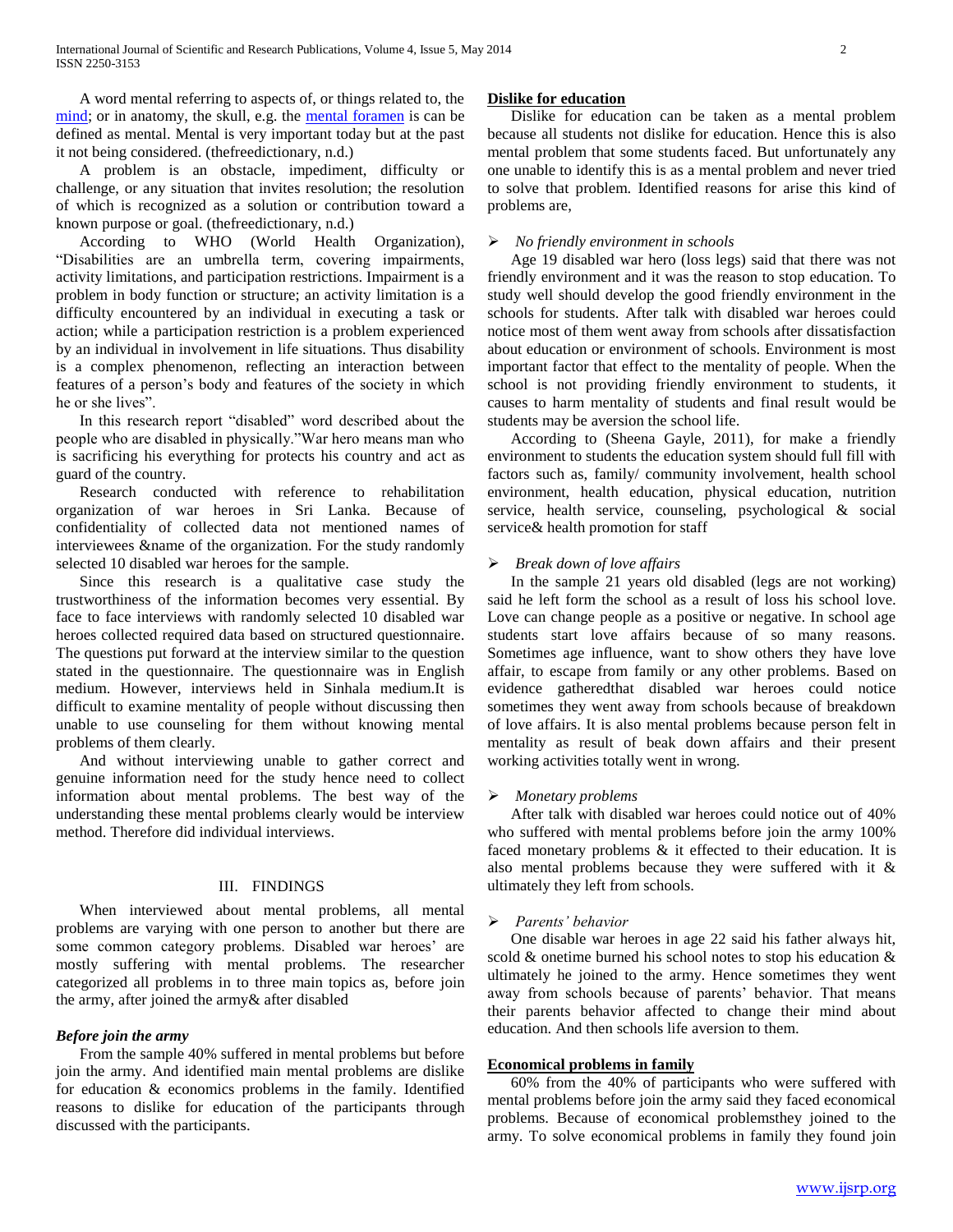A word mental referring to aspects of, or things related to, the [mind](); or in anatomy, the skull, e.g. the [mental foramen]() is can be defined as mental. Mental is very important today but at the past it not being considered. (thefreedictionary, n.d.)

A problem is an obstacle, impediment, difficulty or challenge, or any situation that invites resolution; the resolution of which is recognized as a solution or contribution toward a known purpose or goal. (thefreedictionary, n.d.)

According to WHO (World Health Organization), "Disabilities are an umbrella term, covering impairments, activity limitations, and participation restrictions. Impairment is a problem in body function or structure; an activity limitation is a difficulty encountered by an individual in executing a task or action; while a participation restriction is a problem experienced by an individual in involvement in life situations. Thus disability is a complex phenomenon, reflecting an interaction between features of a person's body and features of the society in which he or she lives".

In this research report "disabled" word described about the people who are disabled in physically."War hero means man who is sacrificing his everything for protects his country and act as guard of the country.

Research conducted with reference to rehabilitation organization of war heroes in Sri Lanka. Because of confidentiality of collected data not mentioned names of interviewees &name of the organization. For the study randomly selected 10 disabled war heroes for the sample.

Since this research is a qualitative case study the trustworthiness of the information becomes very essential. By face to face interviews with randomly selected 10 disabled war heroes collected required data based on structured questionnaire. The questions put forward at the interview similar to the question stated in the questionnaire. The questionnaire was in English medium. However, interviews held in Sinhala medium.It is difficult to examine mentality of people without discussing then unable to use counseling for them without knowing mental problems of them clearly.

And without interviewing unable to gather correct and genuine information need for the study hence need to collect information about mental problems. The best way of the understanding these mental problems clearly would be interview method. Therefore did individual interviews.

## III. FINDINGS

When interviewed about mental problems, all mental problems are varying with one person to another but there are some common category problems. Disabled war heroes' are mostly suffering with mental problems. The researcher categorized all problems in to three main topics as, before join the army, after joined the army& after disabled

### *Before join the army*

From the sample 40% suffered in mental problems but before join the army. And identified main mental problems are dislike for education & economics problems in the family. Identified reasons to dislike for education of the participants through discussed with the participants.

### Dislike for education

Dislike for education can be taken as a mental problem because all students not dislike for education. Hence this is also mental problem that some students faced. But unfortunately any one unable to identify this is as a mental problem and never tried to solve that problem. Identified reasons for arise this kind of problems are,

- *No friendly environment in schools*

Age 19 disabled war hero (loss legs) said that there was not friendly environment and it was the reason to stop education. To study well should develop the good friendly environment in the schools for students. After talk with disabled war heroes could notice most of them went away from schools after dissatisfaction about education or environment of schools. Environment is most important factor that effect to the mentality of people. When the school is not providing friendly environment to students, it causes to harm mentality of students and final result would be students may be aversion the school life.

According to (Sheena Gayle, 2011), for make a friendly environment to students the education system should full fill with factors such as, family/ community involvement, health school environment, health education, physical education, nutrition service, health service, counseling, psychological & social service& health promotion for staff

- *Break down of love affairs*

In the sample 21 years old disabled (legs are not working) said he left form the school as a result of loss his school love. Love can change people as a positive or negative. In school age students start love affairs because of so many reasons. Sometimes age influence, want to show others they have love affair, to escape from family or any other problems. Based on evidence gatheredthat disabled war heroes could notice sometimes they went away from schools because of breakdown of love affairs. It is also mental problems because person felt in mentality as result of beak down affairs and their present working activities totally went in wrong.

- *Monetary problems*

After talk with disabled war heroes could notice out of 40% who suffered with mental problems before join the army 100% faced monetary problems & it effected to their education. It is also mental problems because they were suffered with it & ultimately they left from schools.

- *Parents' behavior*

One disable war heroes in age 22 said his father always hit, scold & onetime burned his school notes to stop his education & ultimately he joined to the army. Hence sometimes they went away from schools because of parents' behavior. That means their parents behavior affected to change their mind about education. And then schools life aversion to them.

### Economical problems in family

60% from the 40% of participants who were suffered with mental problems before join the army said they faced economical problems. Because of economical problemsthey joined to the army. To solve economical problems in family they found join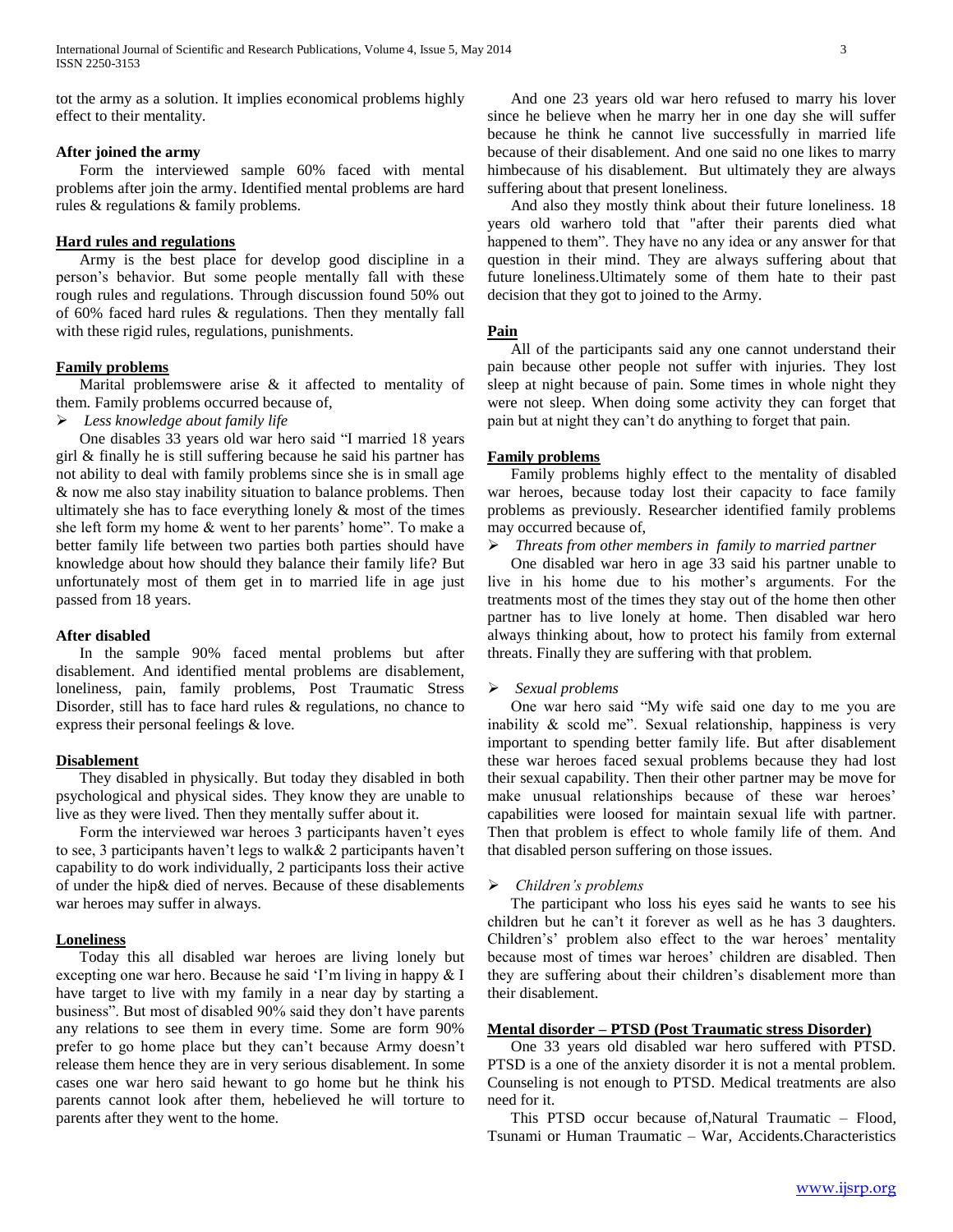tot the army as a solution. It implies economical problems highly effect to their mentality.

### After joined the army

Form the interviewed sample 60% faced with mental problems after join the army. Identified mental problems are hard rules & regulations & family problems.

### Hard rules and regulations

Army is the best place for develop good discipline in a person's behavior. But some people mentally fall with these rough rules and regulations. Through discussion found 50% out of 60% faced hard rules & regulations. Then they mentally fall with these rigid rules, regulations, punishments.

### Family problems

Marital problemswere arise & it affected to mentality of them. Family problems occurred because of,

- *Less knowledge about family life*

One disables 33 years old war hero said "I married 18 years girl & finally he is still suffering because he said his partner has not ability to deal with family problems since she is in small age & now me also stay inability situation to balance problems. Then ultimately she has to face everything lonely & most of the times she left form my home & went to her parents' home". To make a better family life between two parties both parties should have knowledge about how should they balance their family life? But unfortunately most of them get in to married life in age just passed from 18 years.

### After disabled

In the sample 90% faced mental problems but after disablement. And identified mental problems are disablement, loneliness, pain, family problems, Post Traumatic Stress Disorder, still has to face hard rules & regulations, no chance to express their personal feelings & love.

### Disablement

They disabled in physically. But today they disabled in both psychological and physical sides. They know they are unable to live as they were lived. Then they mentally suffer about it.

Form the interviewed war heroes 3 participants haven't eyes to see, 3 participants haven't legs to walk& 2 participants haven't capability to do work individually, 2 participants loss their active of under the hip& died of nerves. Because of these disablements war heroes may suffer in always.

### Loneliness

Today this all disabled war heroes are living lonely but excepting one war hero. Because he said 'I'm living in happy & I have target to live with my family in a near day by starting a business". But most of disabled 90% said they don't have parents any relations to see them in every time. Some are form 90% prefer to go home place but they can't because Army doesn't release them hence they are in very serious disablement. In some cases one war hero said hewant to go home but he think his parents cannot look after them, hebelieved he will torture to parents after they went to the home.

And one 23 years old war hero refused to marry his lover since he believe when he marry her in one day she will suffer because he think he cannot live successfully in married life because of their disablement. And one said no one likes to marry himbecause of his disablement. But ultimately they are always suffering about that present loneliness.

And also they mostly think about their future loneliness. 18 years old warhero told that "after their parents died what happened to them". They have no any idea or any answer for that question in their mind. They are always suffering about that future loneliness.Ultimately some of them hate to their past decision that they got to joined to the Army.

### Pain

All of the participants said any one cannot understand their pain because other people not suffer with injuries. They lost sleep at night because of pain. Some times in whole night they were not sleep. When doing some activity they can forget that pain but at night they can't do anything to forget that pain.

### Family problems

Family problems highly effect to the mentality of disabled war heroes, because today lost their capacity to face family problems as previously. Researcher identified family problems may occurred because of,

- *Threats from other members in family to married partner*

One disabled war hero in age 33 said his partner unable to live in his home due to his mother's arguments. For the treatments most of the times they stay out of the home then other partner has to live lonely at home. Then disabled war hero always thinking about, how to protect his family from external threats. Finally they are suffering with that problem.

- *Sexual problems*

One war hero said "My wife said one day to me you are inability & scold me". Sexual relationship, happiness is very important to spending better family life. But after disablement these war heroes faced sexual problems because they had lost their sexual capability. Then their other partner may be move for make unusual relationships because of these war heroes' capabilities were loosed for maintain sexual family life with partner. Then that problem is effect to whole family life of them. And that disabled person suffering on those issues.

- *Children's problems*

The participant who loss his eyes said he wants to see his children but he can't it forever as well as he has 3 daughters. Children's' problem also effect to the war heroes' mentality because most of times war heroes' children are disabled. Then they are suffering about their children's disablement more than their disablement.

### Mental disorder – PTSD (Post Traumatic stress Disorder)

One 33 years old disabled war hero suffered with PTSD. PTSD is a one of the anxiety disorder it is not a mental problem. Counseling is not enough to PTSD. Medical treatments are also need for it.

This PTSD occur because of,Natural Traumatic – Flood, Tsunami or Human Traumatic – War, Accidents.Characteristics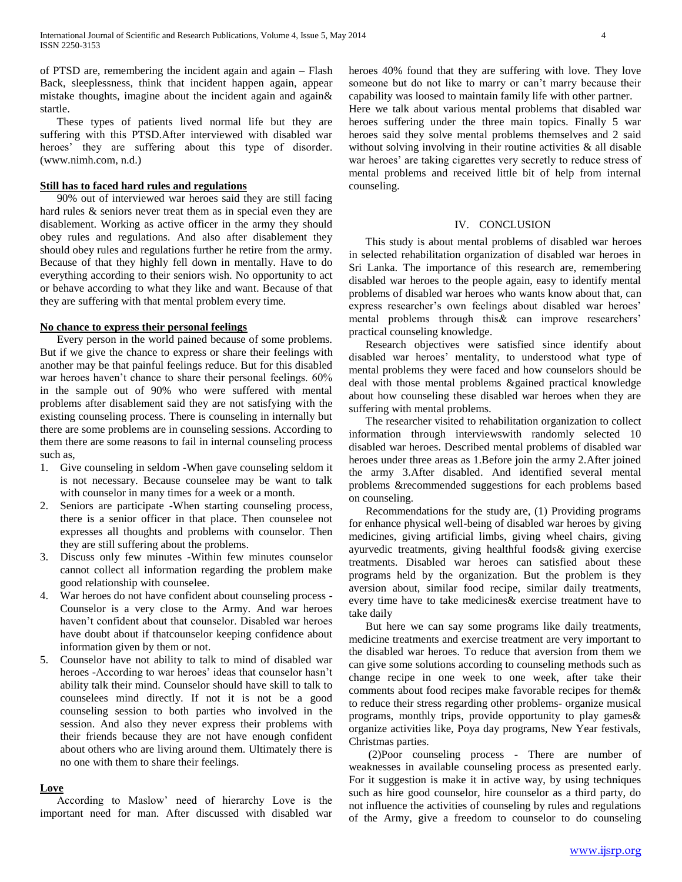of PTSD are, remembering the incident again and again – Flash Back, sleeplessness, think that incident happen again, appear mistake thoughts, imagine about the incident again and again& startle.

These types of patients lived normal life but they are suffering with this PTSD.After interviewed with disabled war heroes' they are suffering about this type of disorder. (www.nimh.com, n.d.)

**Still has to faced hard rules and regulations**

90% out of interviewed war heroes said they are still facing hard rules & seniors never treat them as in special even they are disablement. Working as active officer in the army they should obey rules and regulations. And also after disablement they should obey rules and regulations further he retire from the army. Because of that they highly fell down in mentally. Have to do everything according to their seniors wish. No opportunity to act or behave according to what they like and want. Because of that they are suffering with that mental problem every time.

**No chance to express their personal feelings**

Every person in the world pained because of some problems. But if we give the chance to express or share their feelings with another may be that painful feelings reduce. But for this disabled war heroes haven't chance to share their personal feelings. 60% in the sample out of 90% who were suffered with mental problems after disablement said they are not satisfying with the existing counseling process. There is counseling in internally but there are some problems are in counseling sessions. According to them there are some reasons to fail in internal counseling process such as,

1. Give counseling in seldom -When gave counseling seldom it is not necessary. Because counselee may be want to talk with counselor in many times for a week or a month.
2. Seniors are participate -When starting counseling process, there is a senior officer in that place. Then counselee not expresses all thoughts and problems with counselor. Then they are still suffering about the problems.
3. Discuss only few minutes -Within few minutes counselor cannot collect all information regarding the problem make good relationship with counselee.
4. War heroes do not have confident about counseling process - Counselor is a very close to the Army. And war heroes haven't confident about that counselor. Disabled war heroes have doubt about if thatcounselor keeping confidence about information given by them or not.
5. Counselor have not ability to talk to mind of disabled war heroes -According to war heroes' ideas that counselor hasn't ability talk their mind. Counselor should have skill to talk to counselees mind directly. If not it is not be a good counseling session to both parties who involved in the session. And also they never express their problems with their friends because they are not have enough confident about others who are living around them. Ultimately there is no one with them to share their feelings.

**Love**

According to Maslow' need of hierarchy Love is the important need for man. After discussed with disabled war heroes 40% found that they are suffering with love. They love someone but do not like to marry or can't marry because their capability was loosed to maintain family life with other partner.

Here we talk about various mental problems that disabled war heroes suffering under the three main topics. Finally 5 war heroes said they solve mental problems themselves and 2 said without solving involving in their routine activities & all disable war heroes' are taking cigarettes very secretly to reduce stress of mental problems and received little bit of help from internal counseling.

## IV. CONCLUSION

This study is about mental problems of disabled war heroes in selected rehabilitation organization of disabled war heroes in Sri Lanka. The importance of this research are, remembering disabled war heroes to the people again, easy to identify mental problems of disabled war heroes who wants know about that, can express researcher's own feelings about disabled war heroes' mental problems through this& can improve researchers' practical counseling knowledge.

Research objectives were satisfied since identify about disabled war heroes' mentality, to understood what type of mental problems they were faced and how counselors should be deal with those mental problems &gained practical knowledge about how counseling these disabled war heroes when they are suffering with mental problems.

The researcher visited to rehabilitation organization to collect information through interviewswith randomly selected 10 disabled war heroes. Described mental problems of disabled war heroes under three areas as 1.Before join the army 2.After joined the army 3.After disabled. And identified several mental problems &recommended suggestions for each problems based on counseling.

Recommendations for the study are, (1) Providing programs for enhance physical well-being of disabled war heroes by giving medicines, giving artificial limbs, giving wheel chairs, giving ayurvedic treatments, giving healthful foods& giving exercise treatments. Disabled war heroes can satisfied about these programs held by the organization. But the problem is they aversion about, similar food recipe, similar daily treatments, every time have to take medicines& exercise treatment have to take daily

But here we can say some programs like daily treatments, medicine treatments and exercise treatment are very important to the disabled war heroes. To reduce that aversion from them we can give some solutions according to counseling methods such as change recipe in one week to one week, after take their comments about food recipes make favorable recipes for them& to reduce their stress regarding other problems- organize musical programs, monthly trips, provide opportunity to play games& organize activities like, Poya day programs, New Year festivals, Christmas parties.

(2)Poor counseling process - There are number of weaknesses in available counseling process as presented early. For it suggestion is make it in active way, by using techniques such as hire good counselor, hire counselor as a third party, do not influence the activities of counseling by rules and regulations of the Army, give a freedom to counselor to do counseling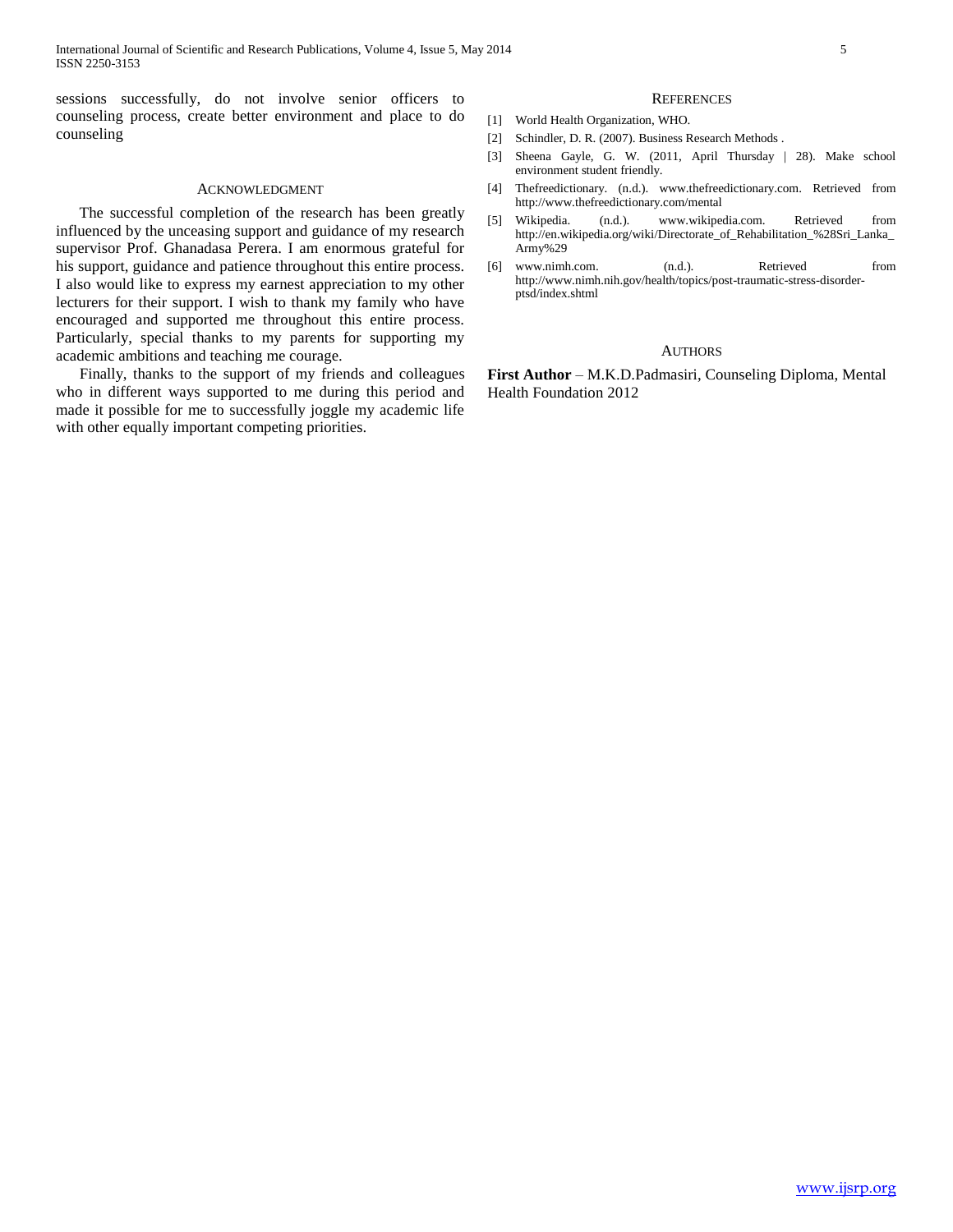sessions successfully, do not involve senior officers to counseling process, create better environment and place to do counseling

## ACKNOWLEDGMENT

The successful completion of the research has been greatly influenced by the unceasing support and guidance of my research supervisor Prof. Ghanadasa Perera. I am enormous grateful for his support, guidance and patience throughout this entire process. I also would like to express my earnest appreciation to my other lecturers for their support. I wish to thank my family who have encouraged and supported me throughout this entire process. Particularly, special thanks to my parents for supporting my academic ambitions and teaching me courage.

Finally, thanks to the support of my friends and colleagues who in different ways supported to me during this period and made it possible for me to successfully joggle my academic life with other equally important competing priorities.

## REFERENCES

[1] World Health Organization, WHO.

[2] Schindler, D. R. (2007). Business Research Methods .

[3] Sheena Gayle, G. W. (2011, April Thursday | 28). Make school environment student friendly.

[4] Thefreedictionary. (n.d.). www.thefreedictionary.com. Retrieved from http://www.thefreedictionary.com/mental

[5] Wikipedia. (n.d.). www.wikipedia.com. Retrieved from http://en.wikipedia.org/wiki/Directorate_of_Rehabilitation_%28Sri_Lanka_Army%29

[6] www.nimh.com. (n.d.). Retrieved from http://www.nimh.nih.gov/health/topics/post-traumatic-stress-disorder-ptsd/index.shtml

## AUTHORS

**First Author** – M.K.D.Padmasiri, Counseling Diploma, Mental Health Foundation 2012